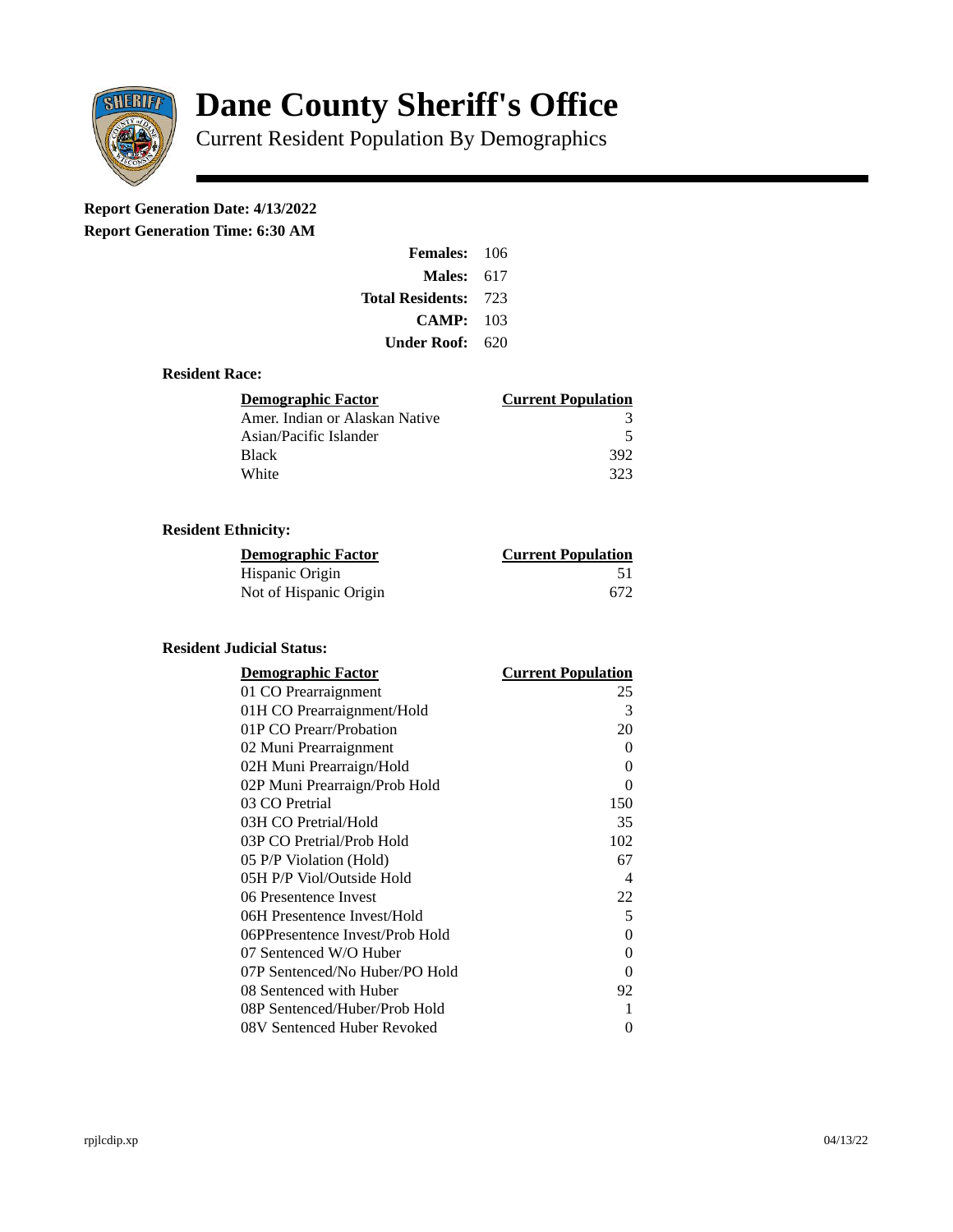# Dane County Sheriff's Office

Current Resident Population By Demographics

**Report Generation Date: 4/13/2022**
**Report Generation Time: 6:30 AM**

| | |
|---|---|
| **Females:** | 106 |
| **Males:** | 617 |
| **Total Residents:** | 723 |
| **CAMP:** | 103 |
| **Under Roof:** | 620 |

### Resident Race:

| Demographic Factor | Current Population |
|---|---|
| Amer. Indian or Alaskan Native | 3 |
| Asian/Pacific Islander | 5 |
| Black | 392 |
| White | 323 |

### Resident Ethnicity:

| Demographic Factor | Current Population |
|---|---|
| Hispanic Origin | 51 |
| Not of Hispanic Origin | 672 |

### Resident Judicial Status:

| Demographic Factor | Current Population |
|---|---|
| 01 CO Prearraignment | 25 |
| 01H CO Prearraignment/Hold | 3 |
| 01P CO Prearr/Probation | 20 |
| 02 Muni Prearraignment | 0 |
| 02H Muni Prearraign/Hold | 0 |
| 02P Muni Prearraign/Prob Hold | 0 |
| 03 CO Pretrial | 150 |
| 03H CO Pretrial/Hold | 35 |
| 03P CO Pretrial/Prob Hold | 102 |
| 05 P/P Violation (Hold) | 67 |
| 05H P/P Viol/Outside Hold | 4 |
| 06 Presentence Invest | 22 |
| 06H Presentence Invest/Hold | 5 |
| 06PPresentence Invest/Prob Hold | 0 |
| 07 Sentenced W/O Huber | 0 |
| 07P Sentenced/No Huber/PO Hold | 0 |
| 08 Sentenced with Huber | 92 |
| 08P Sentenced/Huber/Prob Hold | 1 |
| 08V Sentenced Huber Revoked | 0 |

rpjlcdip.xp 04/13/22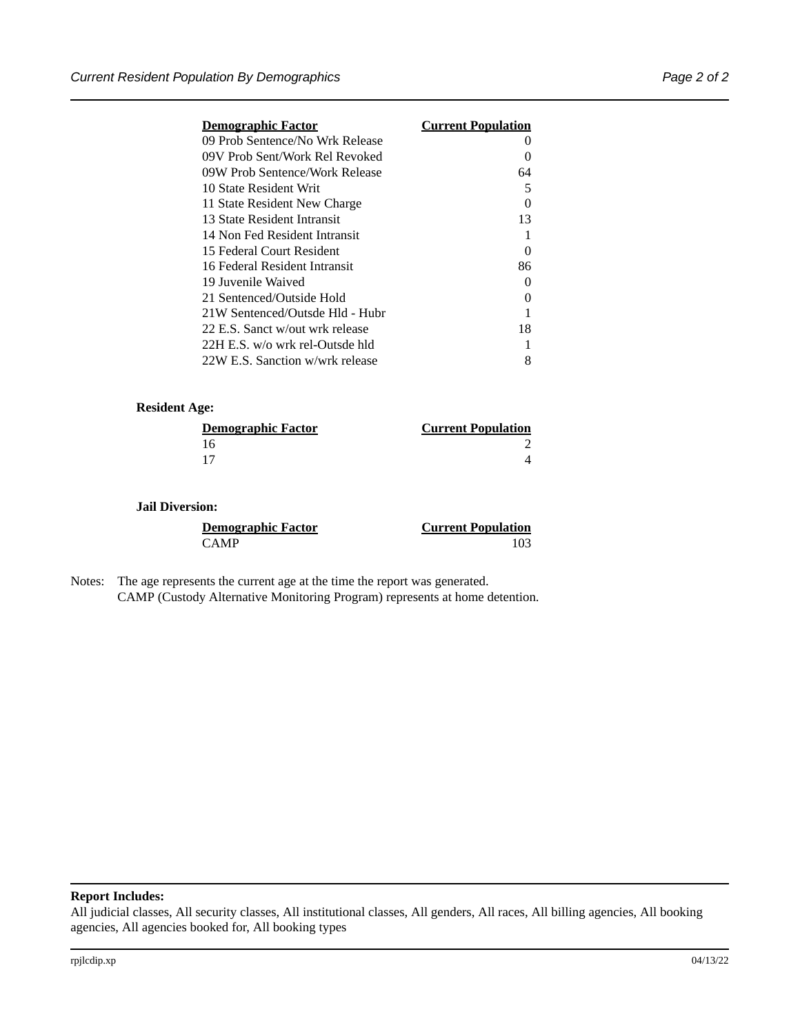| Demographic Factor | Current Population |
|---|---|
| 09 Prob Sentence/No Wrk Release | 0 |
| 09V Prob Sent/Work Rel Revoked | 0 |
| 09W Prob Sentence/Work Release | 64 |
| 10 State Resident Writ | 5 |
| 11 State Resident New Charge | 0 |
| 13 State Resident Intransit | 13 |
| 14 Non Fed Resident Intransit | 1 |
| 15 Federal Court Resident | 0 |
| 16 Federal Resident Intransit | 86 |
| 19 Juvenile Waived | 0 |
| 21 Sentenced/Outside Hold | 0 |
| 21W Sentenced/Outsde Hld - Hubr | 1 |
| 22 E.S. Sanct w/out wrk release | 18 |
| 22H E.S. w/o wrk rel-Outsde hld | 1 |
| 22W E.S. Sanction w/wrk release | 8 |

**Resident Age:**

| Demographic Factor | Current Population |
|---|---|
| 16 | 2 |
| 17 | 4 |

**Jail Diversion:**

| Demographic Factor | Current Population |
|---|---|
| CAMP | 103 |

Notes: The age represents the current age at the time the report was generated.
CAMP (Custody Alternative Monitoring Program) represents at home detention.

**Report Includes:**
All judicial classes, All security classes, All institutional classes, All genders, All races, All billing agencies, All booking agencies, All agencies booked for, All booking types